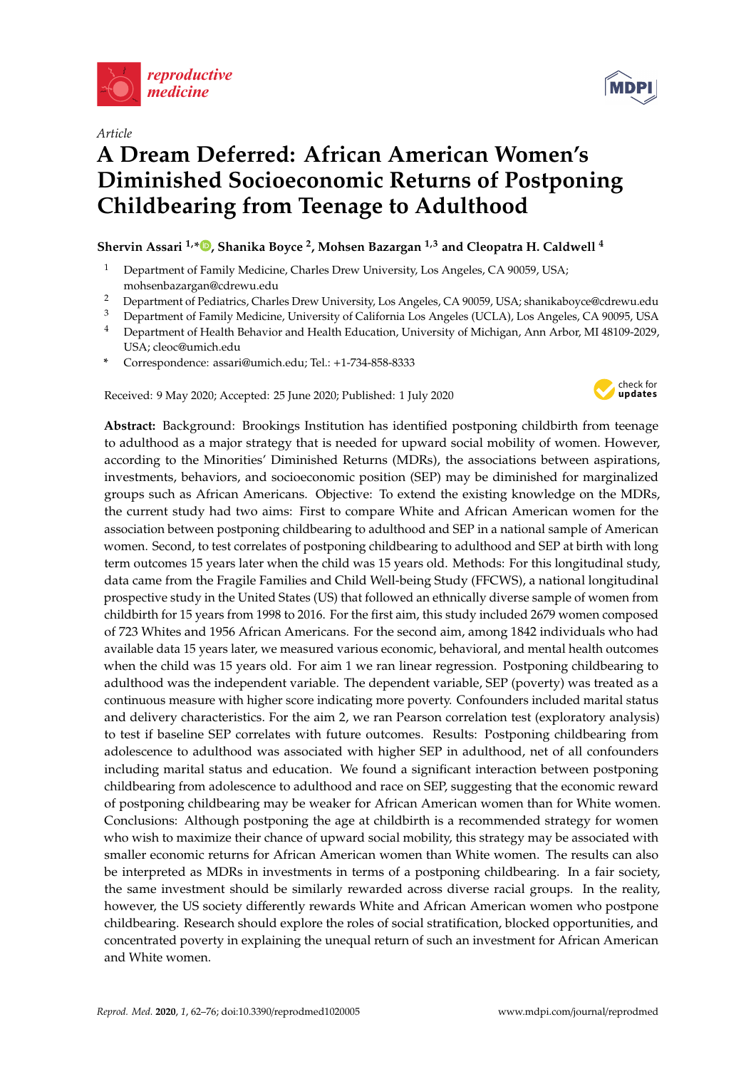*Article*

# A Dream Deferred: African American Women's Diminished Socioeconomic Returns of Postponing Childbearing from Teenage to Adulthood

**Shervin Assari [1,*], Shanika Boyce [2], Mohsen Bazargan [1,3] and Cleopatra H. Caldwell [4]**

1. Department of Family Medicine, Charles Drew University, Los Angeles, CA 90059, USA; mohsenbazargan@cdrewu.edu
2. Department of Pediatrics, Charles Drew University, Los Angeles, CA 90059, USA; shanikaboyce@cdrewu.edu
3. Department of Family Medicine, University of California Los Angeles (UCLA), Los Angeles, CA 90095, USA
4. Department of Health Behavior and Health Education, University of Michigan, Ann Arbor, MI 48109-2029, USA; cleoc@umich.edu

\* Correspondence: assari@umich.edu; Tel.: +1-734-858-8333

Received: 9 May 2020; Accepted: 25 June 2020; Published: 1 July 2020

**Abstract:** Background: Brookings Institution has identified postponing childbirth from teenage to adulthood as a major strategy that is needed for upward social mobility of women. However, according to the Minorities' Diminished Returns (MDRs), the associations between aspirations, investments, behaviors, and socioeconomic position (SEP) may be diminished for marginalized groups such as African Americans. Objective: To extend the existing knowledge on the MDRs, the current study had two aims: First to compare White and African American women for the association between postponing childbearing to adulthood and SEP in a national sample of American women. Second, to test correlates of postponing childbearing to adulthood and SEP at birth with long term outcomes 15 years later when the child was 15 years old. Methods: For this longitudinal study, data came from the Fragile Families and Child Well-being Study (FFCWS), a national longitudinal prospective study in the United States (US) that followed an ethnically diverse sample of women from childbirth for 15 years from 1998 to 2016. For the first aim, this study included 2679 women composed of 723 Whites and 1956 African Americans. For the second aim, among 1842 individuals who had available data 15 years later, we measured various economic, behavioral, and mental health outcomes when the child was 15 years old. For aim 1 we ran linear regression. Postponing childbearing to adulthood was the independent variable. The dependent variable, SEP (poverty) was treated as a continuous measure with higher score indicating more poverty. Confounders included marital status and delivery characteristics. For the aim 2, we ran Pearson correlation test (exploratory analysis) to test if baseline SEP correlates with future outcomes. Results: Postponing childbearing from adolescence to adulthood was associated with higher SEP in adulthood, net of all confounders including marital status and education. We found a significant interaction between postponing childbearing from adolescence to adulthood and race on SEP, suggesting that the economic reward of postponing childbearing may be weaker for African American women than for White women. Conclusions: Although postponing the age at childbirth is a recommended strategy for women who wish to maximize their chance of upward social mobility, this strategy may be associated with smaller economic returns for African American women than White women. The results can also be interpreted as MDRs in investments in terms of a postponing childbearing. In a fair society, the same investment should be similarly rewarded across diverse racial groups. In the reality, however, the US society differently rewards White and African American women who postpone childbearing. Research should explore the roles of social stratification, blocked opportunities, and concentrated poverty in explaining the unequal return of such an investment for African American and White women.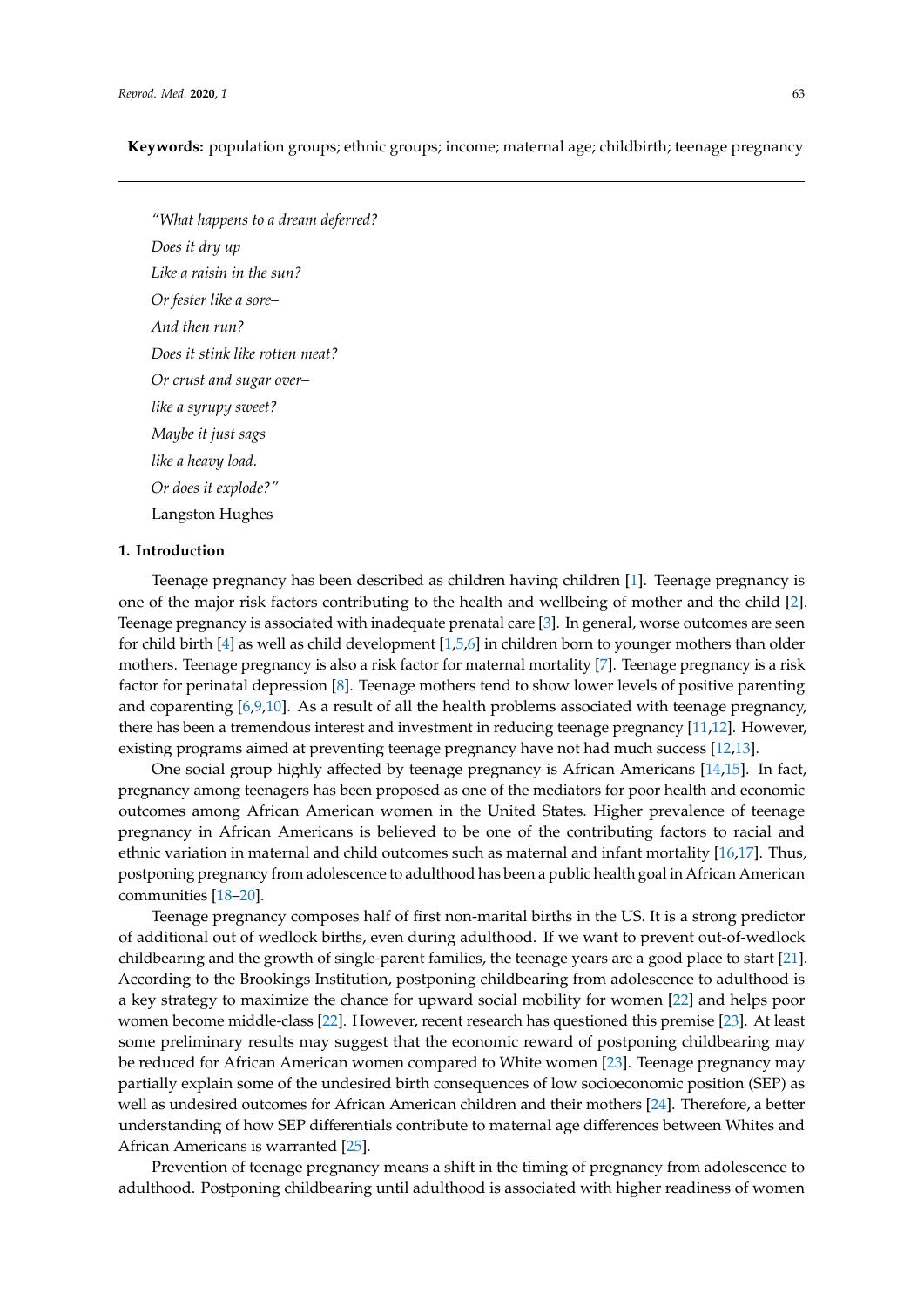**Keywords:** population groups; ethnic groups; income; maternal age; childbirth; teenage pregnancy

---

*"What happens to a dream deferred?*

*Does it dry up*

*Like a raisin in the sun?*

*Or fester like a sore–*

*And then run?*

*Does it stink like rotten meat?*

*Or crust and sugar over–*

*like a syrupy sweet?*

*Maybe it just sags*

*like a heavy load.*

*Or does it explode?"*

Langston Hughes

## 1. Introduction

Teenage pregnancy has been described as children having children [1]. Teenage pregnancy is one of the major risk factors contributing to the health and wellbeing of mother and the child [2]. Teenage pregnancy is associated with inadequate prenatal care [3]. In general, worse outcomes are seen for child birth [4] as well as child development [1,5,6] in children born to younger mothers than older mothers. Teenage pregnancy is also a risk factor for maternal mortality [7]. Teenage pregnancy is a risk factor for perinatal depression [8]. Teenage mothers tend to show lower levels of positive parenting and coparenting [6,9,10]. As a result of all the health problems associated with teenage pregnancy, there has been a tremendous interest and investment in reducing teenage pregnancy [11,12]. However, existing programs aimed at preventing teenage pregnancy have not had much success [12,13].

One social group highly affected by teenage pregnancy is African Americans [14,15]. In fact, pregnancy among teenagers has been proposed as one of the mediators for poor health and economic outcomes among African American women in the United States. Higher prevalence of teenage pregnancy in African Americans is believed to be one of the contributing factors to racial and ethnic variation in maternal and child outcomes such as maternal and infant mortality [16,17]. Thus, postponing pregnancy from adolescence to adulthood has been a public health goal in African American communities [18–20].

Teenage pregnancy composes half of first non-marital births in the US. It is a strong predictor of additional out of wedlock births, even during adulthood. If we want to prevent out-of-wedlock childbearing and the growth of single-parent families, the teenage years are a good place to start [21]. According to the Brookings Institution, postponing childbearing from adolescence to adulthood is a key strategy to maximize the chance for upward social mobility for women [22] and helps poor women become middle-class [22]. However, recent research has questioned this premise [23]. At least some preliminary results may suggest that the economic reward of postponing childbearing may be reduced for African American women compared to White women [23]. Teenage pregnancy may partially explain some of the undesired birth consequences of low socioeconomic position (SEP) as well as undesired outcomes for African American children and their mothers [24]. Therefore, a better understanding of how SEP differentials contribute to maternal age differences between Whites and African Americans is warranted [25].

Prevention of teenage pregnancy means a shift in the timing of pregnancy from adolescence to adulthood. Postponing childbearing until adulthood is associated with higher readiness of women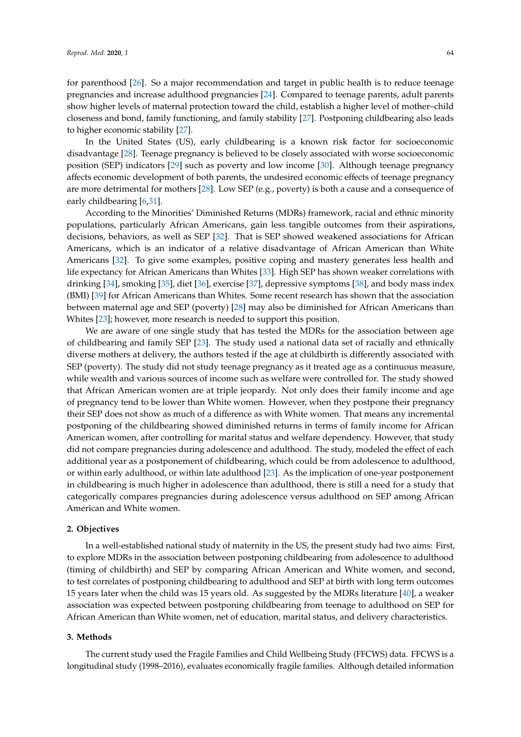for parenthood [26]. So a major recommendation and target in public health is to reduce teenage pregnancies and increase adulthood pregnancies [24]. Compared to teenage parents, adult parents show higher levels of maternal protection toward the child, establish a higher level of mother–child closeness and bond, family functioning, and family stability [27]. Postponing childbearing also leads to higher economic stability [27].

In the United States (US), early childbearing is a known risk factor for socioeconomic disadvantage [28]. Teenage pregnancy is believed to be closely associated with worse socioeconomic position (SEP) indicators [29] such as poverty and low income [30]. Although teenage pregnancy affects economic development of both parents, the undesired economic effects of teenage pregnancy are more detrimental for mothers [28]. Low SEP (e.g., poverty) is both a cause and a consequence of early childbearing [6,31].

According to the Minorities' Diminished Returns (MDRs) framework, racial and ethnic minority populations, particularly African Americans, gain less tangible outcomes from their aspirations, decisions, behaviors, as well as SEP [32]. That is SEP showed weakened associations for African Americans, which is an indicator of a relative disadvantage of African American than White Americans [32]. To give some examples, positive coping and mastery generates less health and life expectancy for African Americans than Whites [33]. High SEP has shown weaker correlations with drinking [34], smoking [35], diet [36], exercise [37], depressive symptoms [38], and body mass index (BMI) [39] for African Americans than Whites. Some recent research has shown that the association between maternal age and SEP (poverty) [28] may also be diminished for African Americans than Whites [23]; however, more research is needed to support this position.

We are aware of one single study that has tested the MDRs for the association between age of childbearing and family SEP [23]. The study used a national data set of racially and ethnically diverse mothers at delivery, the authors tested if the age at childbirth is differently associated with SEP (poverty). The study did not study teenage pregnancy as it treated age as a continuous measure, while wealth and various sources of income such as welfare were controlled for. The study showed that African American women are at triple jeopardy. Not only does their family income and age of pregnancy tend to be lower than White women. However, when they postpone their pregnancy their SEP does not show as much of a difference as with White women. That means any incremental postponing of the childbearing showed diminished returns in terms of family income for African American women, after controlling for marital status and welfare dependency. However, that study did not compare pregnancies during adolescence and adulthood. The study, modeled the effect of each additional year as a postponement of childbearing, which could be from adolescence to adulthood, or within early adulthood, or within late adulthood [23]. As the implication of one-year postponement in childbearing is much higher in adolescence than adulthood, there is still a need for a study that categorically compares pregnancies during adolescence versus adulthood on SEP among African American and White women.

## 2. Objectives

In a well-established national study of maternity in the US, the present study had two aims: First, to explore MDRs in the association between postponing childbearing from adolescence to adulthood (timing of childbirth) and SEP by comparing African American and White women, and second, to test correlates of postponing childbearing to adulthood and SEP at birth with long term outcomes 15 years later when the child was 15 years old. As suggested by the MDRs literature [40], a weaker association was expected between postponing childbearing from teenage to adulthood on SEP for African American than White women, net of education, marital status, and delivery characteristics.

## 3. Methods

The current study used the Fragile Families and Child Wellbeing Study (FFCWS) data. FFCWS is a longitudinal study (1998–2016), evaluates economically fragile families. Although detailed information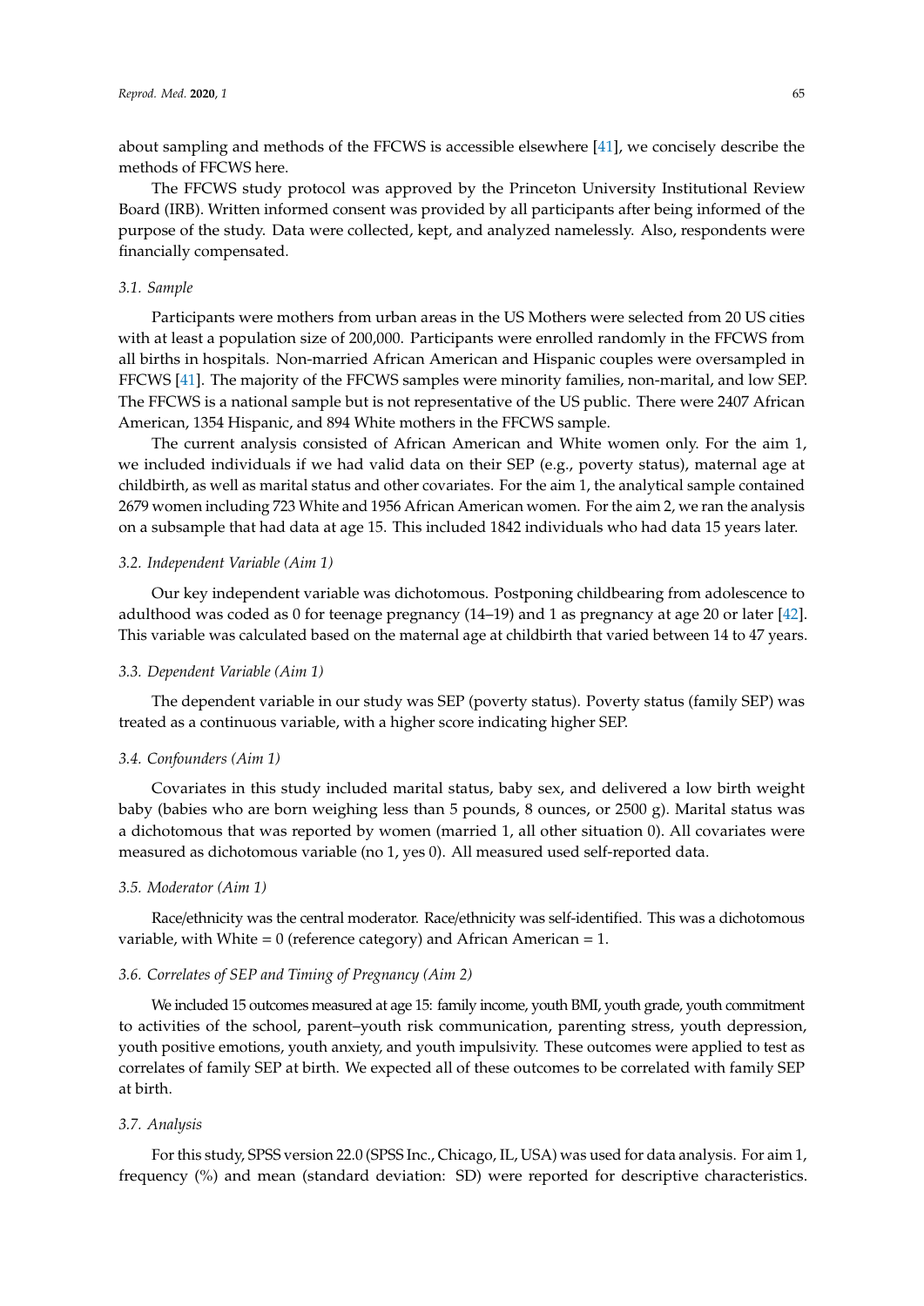about sampling and methods of the FFCWS is accessible elsewhere [41], we concisely describe the methods of FFCWS here.

The FFCWS study protocol was approved by the Princeton University Institutional Review Board (IRB). Written informed consent was provided by all participants after being informed of the purpose of the study. Data were collected, kept, and analyzed namelessly. Also, respondents were financially compensated.

### 3.1. Sample

Participants were mothers from urban areas in the US Mothers were selected from 20 US cities with at least a population size of 200,000. Participants were enrolled randomly in the FFCWS from all births in hospitals. Non-married African American and Hispanic couples were oversampled in FFCWS [41]. The majority of the FFCWS samples were minority families, non-marital, and low SEP. The FFCWS is a national sample but is not representative of the US public. There were 2407 African American, 1354 Hispanic, and 894 White mothers in the FFCWS sample.

The current analysis consisted of African American and White women only. For the aim 1, we included individuals if we had valid data on their SEP (e.g., poverty status), maternal age at childbirth, as well as marital status and other covariates. For the aim 1, the analytical sample contained 2679 women including 723 White and 1956 African American women. For the aim 2, we ran the analysis on a subsample that had data at age 15. This included 1842 individuals who had data 15 years later.

### 3.2. Independent Variable (Aim 1)

Our key independent variable was dichotomous. Postponing childbearing from adolescence to adulthood was coded as 0 for teenage pregnancy (14–19) and 1 as pregnancy at age 20 or later [42]. This variable was calculated based on the maternal age at childbirth that varied between 14 to 47 years.

### 3.3. Dependent Variable (Aim 1)

The dependent variable in our study was SEP (poverty status). Poverty status (family SEP) was treated as a continuous variable, with a higher score indicating higher SEP.

### 3.4. Confounders (Aim 1)

Covariates in this study included marital status, baby sex, and delivered a low birth weight baby (babies who are born weighing less than 5 pounds, 8 ounces, or 2500 g). Marital status was a dichotomous that was reported by women (married 1, all other situation 0). All covariates were measured as dichotomous variable (no 1, yes 0). All measured used self-reported data.

### 3.5. Moderator (Aim 1)

Race/ethnicity was the central moderator. Race/ethnicity was self-identified. This was a dichotomous variable, with White = 0 (reference category) and African American = 1.

### 3.6. Correlates of SEP and Timing of Pregnancy (Aim 2)

We included 15 outcomes measured at age 15: family income, youth BMI, youth grade, youth commitment to activities of the school, parent–youth risk communication, parenting stress, youth depression, youth positive emotions, youth anxiety, and youth impulsivity. These outcomes were applied to test as correlates of family SEP at birth. We expected all of these outcomes to be correlated with family SEP at birth.

### 3.7. Analysis

For this study, SPSS version 22.0 (SPSS Inc., Chicago, IL, USA) was used for data analysis. For aim 1, frequency (%) and mean (standard deviation: SD) were reported for descriptive characteristics.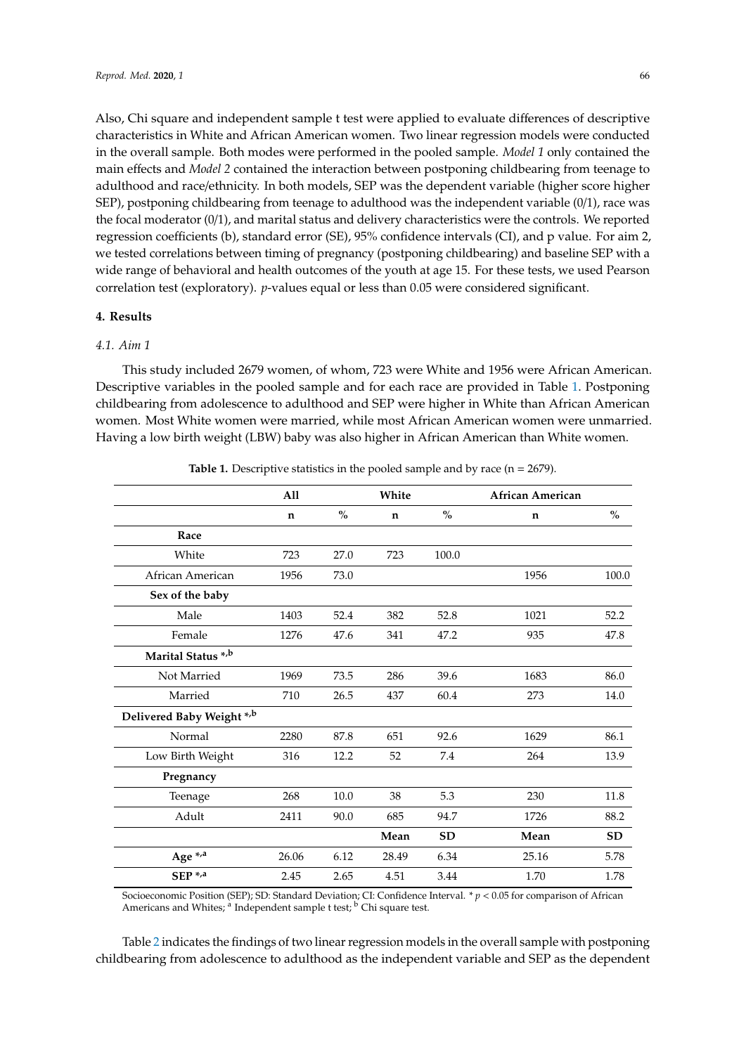Also, Chi square and independent sample t test were applied to evaluate differences of descriptive characteristics in White and African American women. Two linear regression models were conducted in the overall sample. Both modes were performed in the pooled sample. *Model 1* only contained the main effects and *Model 2* contained the interaction between postponing childbearing from teenage to adulthood and race/ethnicity. In both models, SEP was the dependent variable (higher score higher SEP), postponing childbearing from teenage to adulthood was the independent variable (0/1), race was the focal moderator (0/1), and marital status and delivery characteristics were the controls. We reported regression coefficients (b), standard error (SE), 95% confidence intervals (CI), and p value. For aim 2, we tested correlations between timing of pregnancy (postponing childbearing) and baseline SEP with a wide range of behavioral and health outcomes of the youth at age 15. For these tests, we used Pearson correlation test (exploratory). *p*-values equal or less than 0.05 were considered significant.

## 4. Results

### 4.1. Aim 1

This study included 2679 women, of whom, 723 were White and 1956 were African American. Descriptive variables in the pooled sample and for each race are provided in Table 1. Postponing childbearing from adolescence to adulthood and SEP were higher in White than African American women. Most White women were married, while most African American women were unmarried. Having a low birth weight (LBW) baby was also higher in African American than White women.

**Table 1.** Descriptive statistics in the pooled sample and by race (n = 2679).

| | All | | White | | African American | |
|---|---|---|---|---|---|---|
| | n | % | n | % | n | % |
| **Race** | | | | | | |
| White | 723 | 27.0 | 723 | 100.0 | | |
| African American | 1956 | 73.0 | | | 1956 | 100.0 |
| **Sex of the baby** | | | | | | |
| Male | 1403 | 52.4 | 382 | 52.8 | 1021 | 52.2 |
| Female | 1276 | 47.6 | 341 | 47.2 | 935 | 47.8 |
| **Marital Status** *,[b] | | | | | | |
| Not Married | 1969 | 73.5 | 286 | 39.6 | 1683 | 86.0 |
| Married | 710 | 26.5 | 437 | 60.4 | 273 | 14.0 |
| **Delivered Baby Weight** *,[b] | | | | | | |
| Normal | 2280 | 87.8 | 651 | 92.6 | 1629 | 86.1 |
| Low Birth Weight | 316 | 12.2 | 52 | 7.4 | 264 | 13.9 |
| **Pregnancy** | | | | | | |
| Teenage | 268 | 10.0 | 38 | 5.3 | 230 | 11.8 |
| Adult | 2411 | 90.0 | 685 | 94.7 | 1726 | 88.2 |
| | | | **Mean** | **SD** | **Mean** | **SD** |
| **Age** *,[a] | 26.06 | 6.12 | 28.49 | 6.34 | 25.16 | 5.78 |
| **SEP** *,[a] | 2.45 | 2.65 | 4.51 | 3.44 | 1.70 | 1.78 |

Socioeconomic Position (SEP); SD: Standard Deviation; CI: Confidence Interval. * $p < 0.05$ for comparison of African Americans and Whites; [a] Independent sample t test; [b] Chi square test.

Table 2 indicates the findings of two linear regression models in the overall sample with postponing childbearing from adolescence to adulthood as the independent variable and SEP as the dependent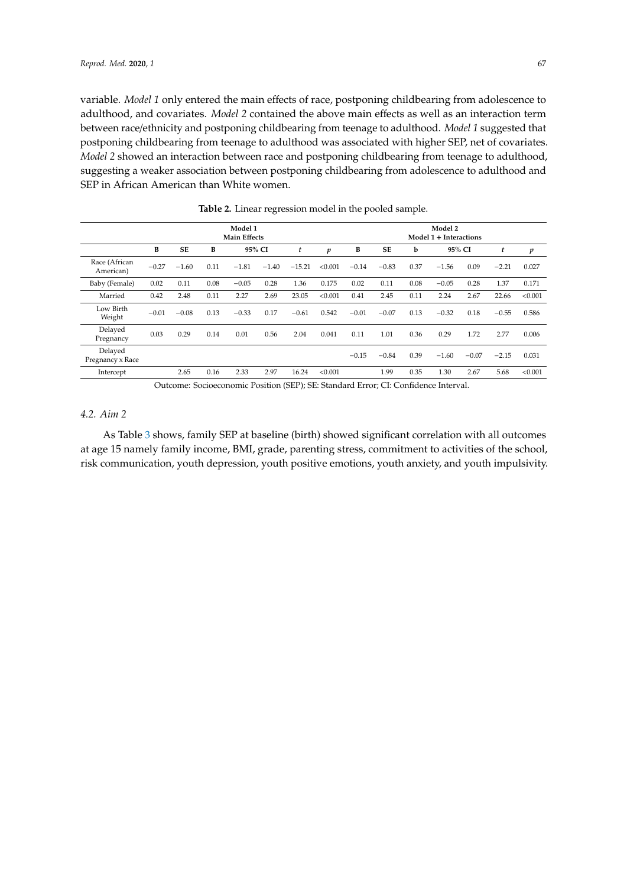variable. *Model 1* only entered the main effects of race, postponing childbearing from adolescence to adulthood, and covariates. *Model 2* contained the above main effects as well as an interaction term between race/ethnicity and postponing childbearing from teenage to adulthood. *Model 1* suggested that postponing childbearing from teenage to adulthood was associated with higher SEP, net of covariates. *Model 2* showed an interaction between race and postponing childbearing from teenage to adulthood, suggesting a weaker association between postponing childbearing from adolescence to adulthood and SEP in African American than White women.

**Table 2.** Linear regression model in the pooled sample.

| | Model 1 Main Effects | | | | | | | Model 2 Model 1 + Interactions | | | | | | |
|---|---|---|---|---|---|---|---|---|---|---|---|---|---|---|
| | B | SE | B | 95% CI | | *t* | *p* | B | SE | b | 95% CI | | *t* | *p* |
| Race (African American) | −0.27 | −1.60 | 0.11 | −1.81 | −1.40 | −15.21 | <0.001 | −0.14 | −0.83 | 0.37 | −1.56 | 0.09 | −2.21 | 0.027 |
| Baby (Female) | 0.02 | 0.11 | 0.08 | −0.05 | 0.28 | 1.36 | 0.175 | 0.02 | 0.11 | 0.08 | −0.05 | 0.28 | 1.37 | 0.171 |
| Married | 0.42 | 2.48 | 0.11 | 2.27 | 2.69 | 23.05 | <0.001 | 0.41 | 2.45 | 0.11 | 2.24 | 2.67 | 22.66 | <0.001 |
| Low Birth Weight | −0.01 | −0.08 | 0.13 | −0.33 | 0.17 | −0.61 | 0.542 | −0.01 | −0.07 | 0.13 | −0.32 | 0.18 | −0.55 | 0.586 |
| Delayed Pregnancy | 0.03 | 0.29 | 0.14 | 0.01 | 0.56 | 2.04 | 0.041 | 0.11 | 1.01 | 0.36 | 0.29 | 1.72 | 2.77 | 0.006 |
| Delayed Pregnancy x Race | | | | | | | | −0.15 | −0.84 | 0.39 | −1.60 | −0.07 | −2.15 | 0.031 |
| Intercept | | 2.65 | 0.16 | 2.33 | 2.97 | 16.24 | <0.001 | | 1.99 | 0.35 | 1.30 | 2.67 | 5.68 | <0.001 |

Outcome: Socioeconomic Position (SEP); SE: Standard Error; CI: Confidence Interval.

### 4.2. Aim 2

As Table 3 shows, family SEP at baseline (birth) showed significant correlation with all outcomes at age 15 namely family income, BMI, grade, parenting stress, commitment to activities of the school, risk communication, youth depression, youth positive emotions, youth anxiety, and youth impulsivity.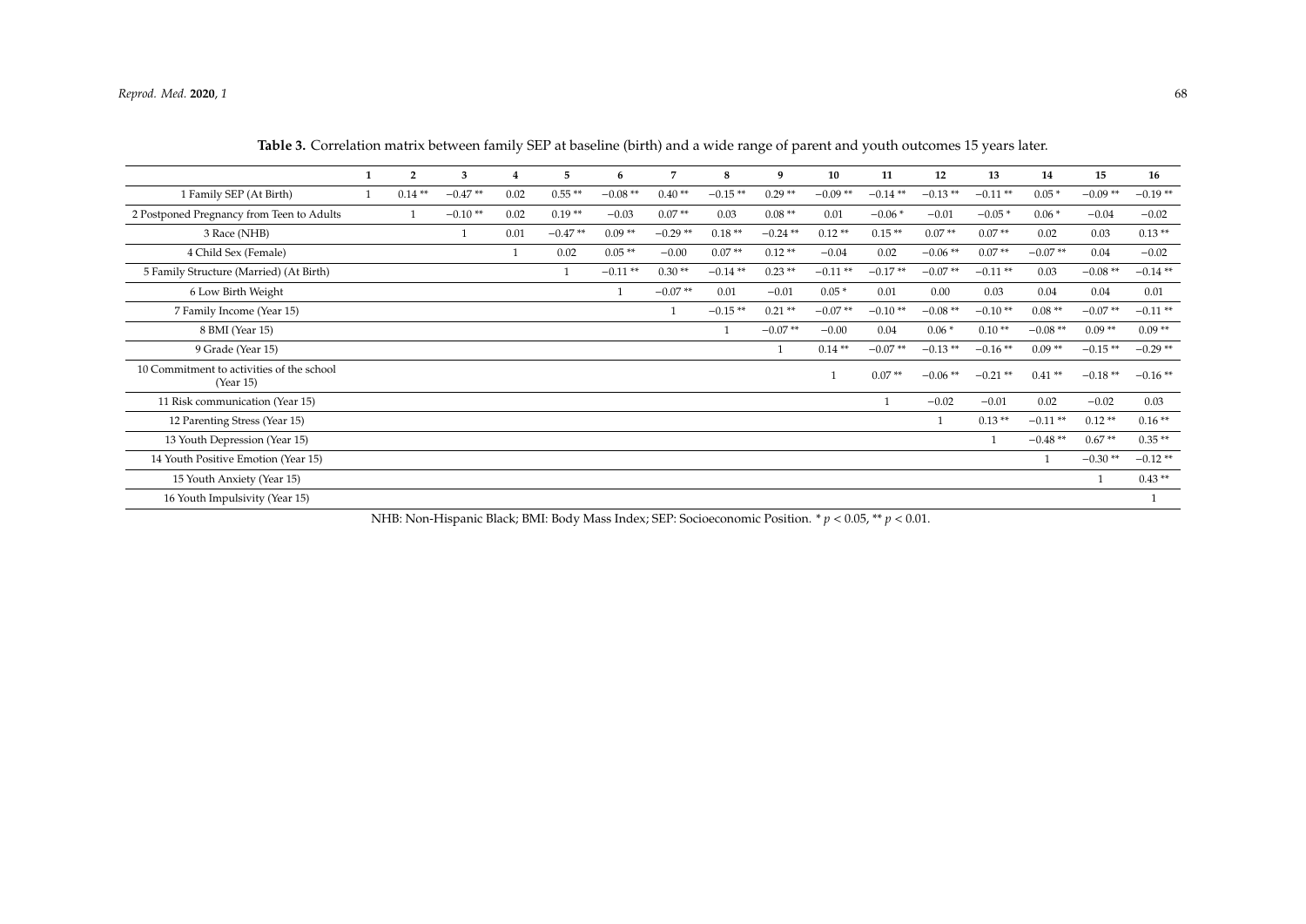**Table 3.** Correlation matrix between family SEP at baseline (birth) and a wide range of parent and youth outcomes 15 years later.

| | 1 | 2 | 3 | 4 | 5 | 6 | 7 | 8 | 9 | 10 | 11 | 12 | 13 | 14 | 15 | 16 |
|---|---|---|---|---|---|---|---|---|---|---|---|---|---|---|---|---|
| 1 Family SEP (At Birth) | 1 | 0.14 ** | −0.47 ** | 0.02 | 0.55 ** | −0.08 ** | 0.40 ** | −0.15 ** | 0.29 ** | −0.09 ** | −0.14 ** | −0.13 ** | −0.11 ** | 0.05 * | −0.09 ** | −0.19 ** |
| 2 Postponed Pregnancy from Teen to Adults | | 1 | −0.10 ** | 0.02 | 0.19 ** | −0.03 | 0.07 ** | 0.03 | 0.08 ** | 0.01 | −0.06 * | −0.01 | −0.05 * | 0.06 * | −0.04 | −0.02 |
| 3 Race (NHB) | | | 1 | 0.01 | −0.47 ** | 0.09 ** | −0.29 ** | 0.18 ** | −0.24 ** | 0.12 ** | 0.15 ** | 0.07 ** | 0.07 ** | 0.02 | 0.03 | 0.13 ** |
| 4 Child Sex (Female) | | | | 1 | 0.02 | 0.05 ** | −0.00 | 0.07 ** | 0.12 ** | −0.04 | 0.02 | −0.06 ** | 0.07 ** | −0.07 ** | 0.04 | −0.02 |
| 5 Family Structure (Married) (At Birth) | | | | | 1 | −0.11 ** | 0.30 ** | −0.14 ** | 0.23 ** | −0.11 ** | −0.17 ** | −0.07 ** | −0.11 ** | 0.03 | −0.08 ** | −0.14 ** |
| 6 Low Birth Weight | | | | | | 1 | −0.07 ** | 0.01 | −0.01 | 0.05 * | 0.01 | 0.00 | 0.03 | 0.04 | 0.04 | 0.01 |
| 7 Family Income (Year 15) | | | | | | | 1 | −0.15 ** | 0.21 ** | −0.07 ** | −0.10 ** | −0.08 ** | −0.10 ** | 0.08 ** | −0.07 ** | −0.11 ** |
| 8 BMI (Year 15) | | | | | | | | 1 | −0.07 ** | −0.00 | 0.04 | 0.06 * | 0.10 ** | −0.08 ** | 0.09 ** | 0.09 ** |
| 9 Grade (Year 15) | | | | | | | | | 1 | 0.14 ** | −0.07 ** | −0.13 ** | −0.16 ** | 0.09 ** | −0.15 ** | −0.29 ** |
| 10 Commitment to activities of the school (Year 15) | | | | | | | | | | 1 | 0.07 ** | −0.06 ** | −0.21 ** | 0.41 ** | −0.18 ** | −0.16 ** |
| 11 Risk communication (Year 15) | | | | | | | | | | | 1 | −0.02 | −0.01 | 0.02 | −0.02 | 0.03 |
| 12 Parenting Stress (Year 15) | | | | | | | | | | | | 1 | 0.13 ** | −0.11 ** | 0.12 ** | 0.16 ** |
| 13 Youth Depression (Year 15) | | | | | | | | | | | | | 1 | −0.48 ** | 0.67 ** | 0.35 ** |
| 14 Youth Positive Emotion (Year 15) | | | | | | | | | | | | | | 1 | −0.30 ** | −0.12 ** |
| 15 Youth Anxiety (Year 15) | | | | | | | | | | | | | | | 1 | 0.43 ** |
| 16 Youth Impulsivity (Year 15) | | | | | | | | | | | | | | | | 1 |

NHB: Non-Hispanic Black; BMI: Body Mass Index; SEP: Socioeconomic Position. * $p < 0.05$, ** $p < 0.01$.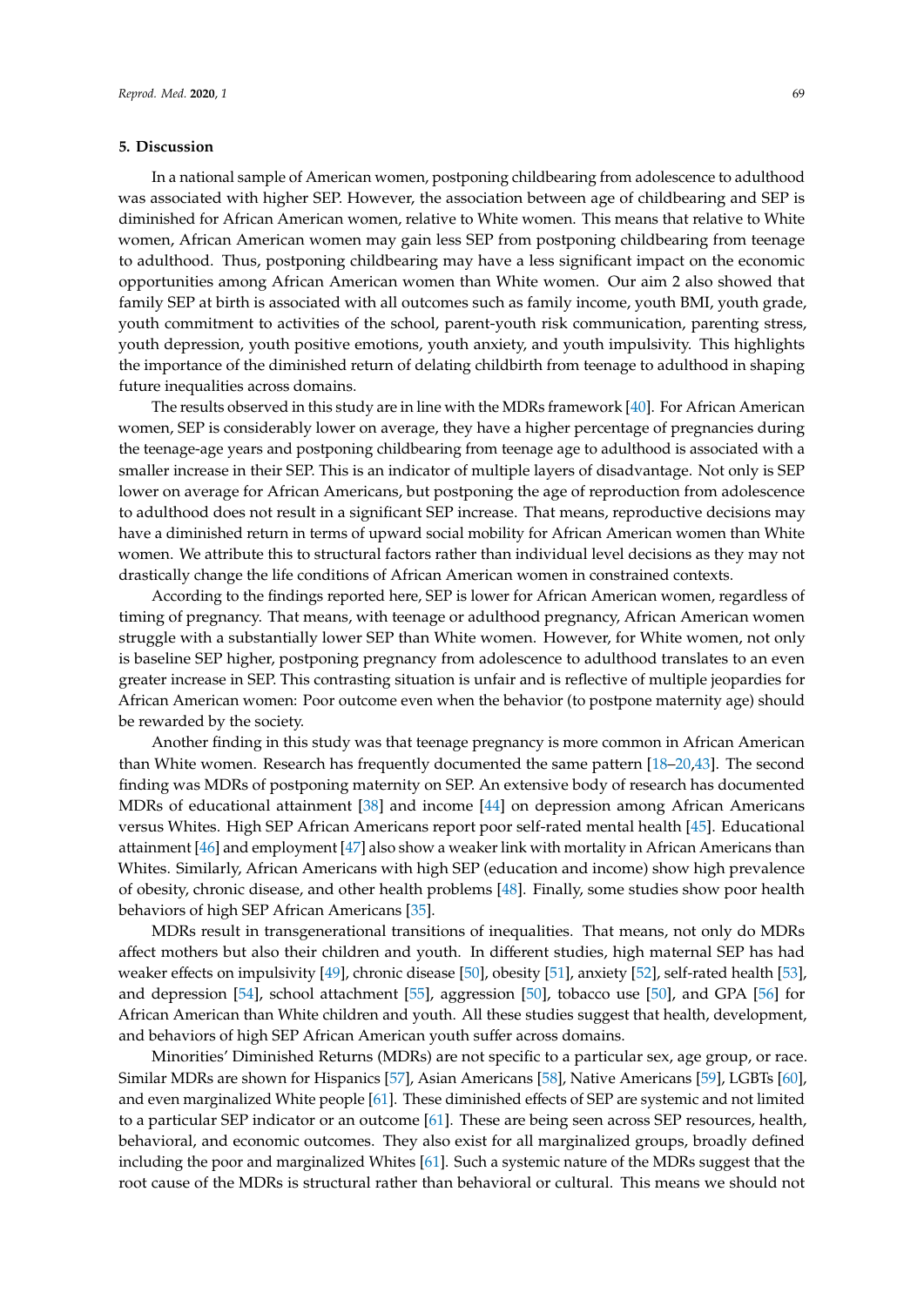## 5. Discussion

In a national sample of American women, postponing childbearing from adolescence to adulthood was associated with higher SEP. However, the association between age of childbearing and SEP is diminished for African American women, relative to White women. This means that relative to White women, African American women may gain less SEP from postponing childbearing from teenage to adulthood. Thus, postponing childbearing may have a less significant impact on the economic opportunities among African American women than White women. Our aim 2 also showed that family SEP at birth is associated with all outcomes such as family income, youth BMI, youth grade, youth commitment to activities of the school, parent-youth risk communication, parenting stress, youth depression, youth positive emotions, youth anxiety, and youth impulsivity. This highlights the importance of the diminished return of delating childbirth from teenage to adulthood in shaping future inequalities across domains.

The results observed in this study are in line with the MDRs framework [40]. For African American women, SEP is considerably lower on average, they have a higher percentage of pregnancies during the teenage-age years and postponing childbearing from teenage age to adulthood is associated with a smaller increase in their SEP. This is an indicator of multiple layers of disadvantage. Not only is SEP lower on average for African Americans, but postponing the age of reproduction from adolescence to adulthood does not result in a significant SEP increase. That means, reproductive decisions may have a diminished return in terms of upward social mobility for African American women than White women. We attribute this to structural factors rather than individual level decisions as they may not drastically change the life conditions of African American women in constrained contexts.

According to the findings reported here, SEP is lower for African American women, regardless of timing of pregnancy. That means, with teenage or adulthood pregnancy, African American women struggle with a substantially lower SEP than White women. However, for White women, not only is baseline SEP higher, postponing pregnancy from adolescence to adulthood translates to an even greater increase in SEP. This contrasting situation is unfair and is reflective of multiple jeopardies for African American women: Poor outcome even when the behavior (to postpone maternity age) should be rewarded by the society.

Another finding in this study was that teenage pregnancy is more common in African American than White women. Research has frequently documented the same pattern [18–20,43]. The second finding was MDRs of postponing maternity on SEP. An extensive body of research has documented MDRs of educational attainment [38] and income [44] on depression among African Americans versus Whites. High SEP African Americans report poor self-rated mental health [45]. Educational attainment [46] and employment [47] also show a weaker link with mortality in African Americans than Whites. Similarly, African Americans with high SEP (education and income) show high prevalence of obesity, chronic disease, and other health problems [48]. Finally, some studies show poor health behaviors of high SEP African Americans [35].

MDRs result in transgenerational transitions of inequalities. That means, not only do MDRs affect mothers but also their children and youth. In different studies, high maternal SEP has had weaker effects on impulsivity [49], chronic disease [50], obesity [51], anxiety [52], self-rated health [53], and depression [54], school attachment [55], aggression [50], tobacco use [50], and GPA [56] for African American than White children and youth. All these studies suggest that health, development, and behaviors of high SEP African American youth suffer across domains.

Minorities' Diminished Returns (MDRs) are not specific to a particular sex, age group, or race. Similar MDRs are shown for Hispanics [57], Asian Americans [58], Native Americans [59], LGBTs [60], and even marginalized White people [61]. These diminished effects of SEP are systemic and not limited to a particular SEP indicator or an outcome [61]. These are being seen across SEP resources, health, behavioral, and economic outcomes. They also exist for all marginalized groups, broadly defined including the poor and marginalized Whites [61]. Such a systemic nature of the MDRs suggest that the root cause of the MDRs is structural rather than behavioral or cultural. This means we should not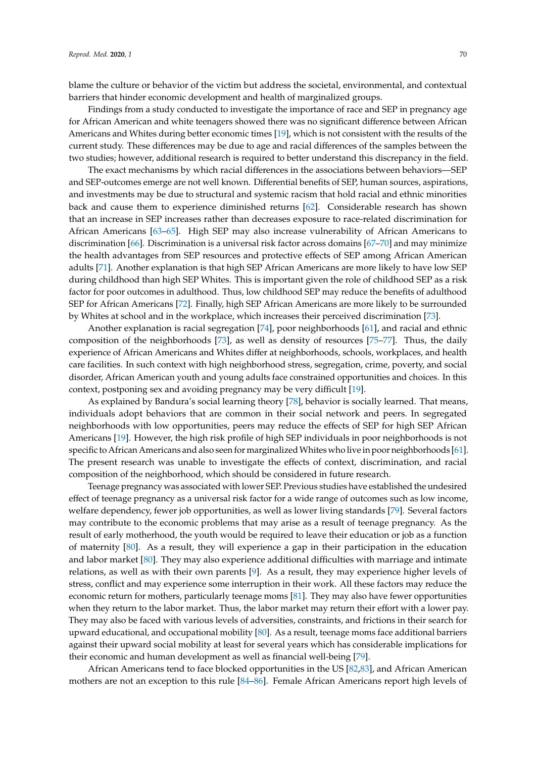blame the culture or behavior of the victim but address the societal, environmental, and contextual barriers that hinder economic development and health of marginalized groups.

Findings from a study conducted to investigate the importance of race and SEP in pregnancy age for African American and white teenagers showed there was no significant difference between African Americans and Whites during better economic times [19], which is not consistent with the results of the current study. These differences may be due to age and racial differences of the samples between the two studies; however, additional research is required to better understand this discrepancy in the field.

The exact mechanisms by which racial differences in the associations between behaviors—SEP and SEP-outcomes emerge are not well known. Differential benefits of SEP, human sources, aspirations, and investments may be due to structural and systemic racism that hold racial and ethnic minorities back and cause them to experience diminished returns [62]. Considerable research has shown that an increase in SEP increases rather than decreases exposure to race-related discrimination for African Americans [63–65]. High SEP may also increase vulnerability of African Americans to discrimination [66]. Discrimination is a universal risk factor across domains [67–70] and may minimize the health advantages from SEP resources and protective effects of SEP among African American adults [71]. Another explanation is that high SEP African Americans are more likely to have low SEP during childhood than high SEP Whites. This is important given the role of childhood SEP as a risk factor for poor outcomes in adulthood. Thus, low childhood SEP may reduce the benefits of adulthood SEP for African Americans [72]. Finally, high SEP African Americans are more likely to be surrounded by Whites at school and in the workplace, which increases their perceived discrimination [73].

Another explanation is racial segregation [74], poor neighborhoods [61], and racial and ethnic composition of the neighborhoods [73], as well as density of resources [75–77]. Thus, the daily experience of African Americans and Whites differ at neighborhoods, schools, workplaces, and health care facilities. In such context with high neighborhood stress, segregation, crime, poverty, and social disorder, African American youth and young adults face constrained opportunities and choices. In this context, postponing sex and avoiding pregnancy may be very difficult [19].

As explained by Bandura's social learning theory [78], behavior is socially learned. That means, individuals adopt behaviors that are common in their social network and peers. In segregated neighborhoods with low opportunities, peers may reduce the effects of SEP for high SEP African Americans [19]. However, the high risk profile of high SEP individuals in poor neighborhoods is not specific to African Americans and also seen for marginalized Whites who live in poor neighborhoods [61]. The present research was unable to investigate the effects of context, discrimination, and racial composition of the neighborhood, which should be considered in future research.

Teenage pregnancy was associated with lower SEP. Previous studies have established the undesired effect of teenage pregnancy as a universal risk factor for a wide range of outcomes such as low income, welfare dependency, fewer job opportunities, as well as lower living standards [79]. Several factors may contribute to the economic problems that may arise as a result of teenage pregnancy. As the result of early motherhood, the youth would be required to leave their education or job as a function of maternity [80]. As a result, they will experience a gap in their participation in the education and labor market [80]. They may also experience additional difficulties with marriage and intimate relations, as well as with their own parents [9]. As a result, they may experience higher levels of stress, conflict and may experience some interruption in their work. All these factors may reduce the economic return for mothers, particularly teenage moms [81]. They may also have fewer opportunities when they return to the labor market. Thus, the labor market may return their effort with a lower pay. They may also be faced with various levels of adversities, constraints, and frictions in their search for upward educational, and occupational mobility [80]. As a result, teenage moms face additional barriers against their upward social mobility at least for several years which has considerable implications for their economic and human development as well as financial well-being [79].

African Americans tend to face blocked opportunities in the US [82,83], and African American mothers are not an exception to this rule [84–86]. Female African Americans report high levels of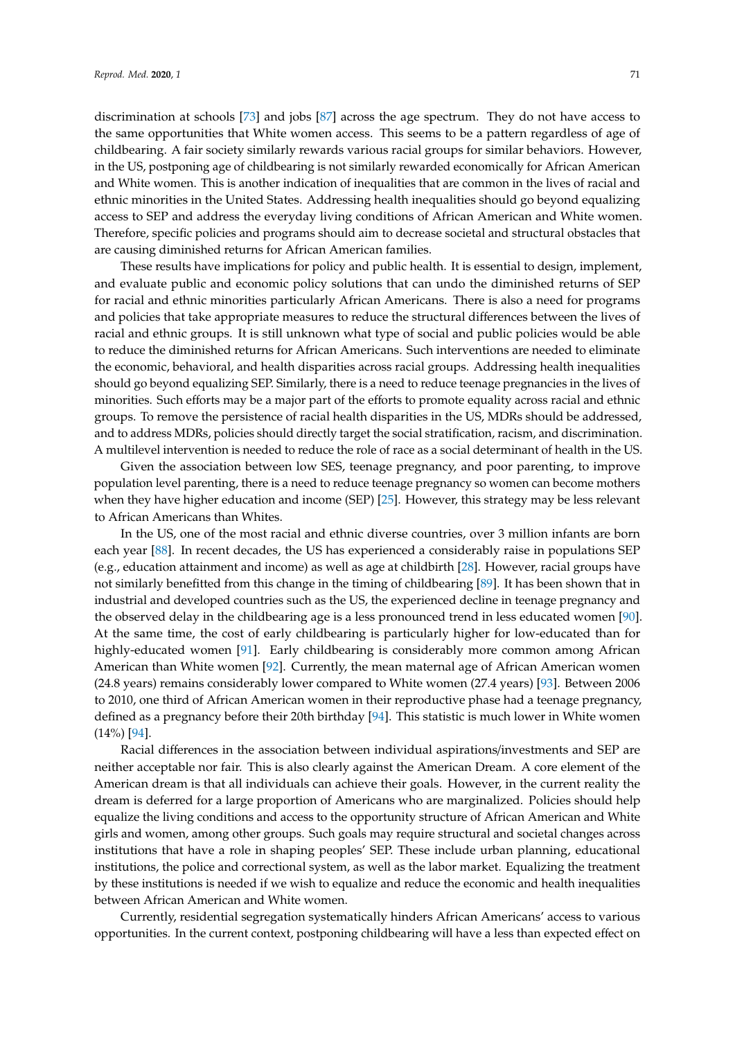discrimination at schools [73] and jobs [87] across the age spectrum. They do not have access to the same opportunities that White women access. This seems to be a pattern regardless of age of childbearing. A fair society similarly rewards various racial groups for similar behaviors. However, in the US, postponing age of childbearing is not similarly rewarded economically for African American and White women. This is another indication of inequalities that are common in the lives of racial and ethnic minorities in the United States. Addressing health inequalities should go beyond equalizing access to SEP and address the everyday living conditions of African American and White women. Therefore, specific policies and programs should aim to decrease societal and structural obstacles that are causing diminished returns for African American families.

These results have implications for policy and public health. It is essential to design, implement, and evaluate public and economic policy solutions that can undo the diminished returns of SEP for racial and ethnic minorities particularly African Americans. There is also a need for programs and policies that take appropriate measures to reduce the structural differences between the lives of racial and ethnic groups. It is still unknown what type of social and public policies would be able to reduce the diminished returns for African Americans. Such interventions are needed to eliminate the economic, behavioral, and health disparities across racial groups. Addressing health inequalities should go beyond equalizing SEP. Similarly, there is a need to reduce teenage pregnancies in the lives of minorities. Such efforts may be a major part of the efforts to promote equality across racial and ethnic groups. To remove the persistence of racial health disparities in the US, MDRs should be addressed, and to address MDRs, policies should directly target the social stratification, racism, and discrimination. A multilevel intervention is needed to reduce the role of race as a social determinant of health in the US.

Given the association between low SES, teenage pregnancy, and poor parenting, to improve population level parenting, there is a need to reduce teenage pregnancy so women can become mothers when they have higher education and income (SEP) [25]. However, this strategy may be less relevant to African Americans than Whites.

In the US, one of the most racial and ethnic diverse countries, over 3 million infants are born each year [88]. In recent decades, the US has experienced a considerably raise in populations SEP (e.g., education attainment and income) as well as age at childbirth [28]. However, racial groups have not similarly benefitted from this change in the timing of childbearing [89]. It has been shown that in industrial and developed countries such as the US, the experienced decline in teenage pregnancy and the observed delay in the childbearing age is a less pronounced trend in less educated women [90]. At the same time, the cost of early childbearing is particularly higher for low-educated than for highly-educated women [91]. Early childbearing is considerably more common among African American than White women [92]. Currently, the mean maternal age of African American women (24.8 years) remains considerably lower compared to White women (27.4 years) [93]. Between 2006 to 2010, one third of African American women in their reproductive phase had a teenage pregnancy, defined as a pregnancy before their 20th birthday [94]. This statistic is much lower in White women (14%) [94].

Racial differences in the association between individual aspirations/investments and SEP are neither acceptable nor fair. This is also clearly against the American Dream. A core element of the American dream is that all individuals can achieve their goals. However, in the current reality the dream is deferred for a large proportion of Americans who are marginalized. Policies should help equalize the living conditions and access to the opportunity structure of African American and White girls and women, among other groups. Such goals may require structural and societal changes across institutions that have a role in shaping peoples' SEP. These include urban planning, educational institutions, the police and correctional system, as well as the labor market. Equalizing the treatment by these institutions is needed if we wish to equalize and reduce the economic and health inequalities between African American and White women.

Currently, residential segregation systematically hinders African Americans' access to various opportunities. In the current context, postponing childbearing will have a less than expected effect on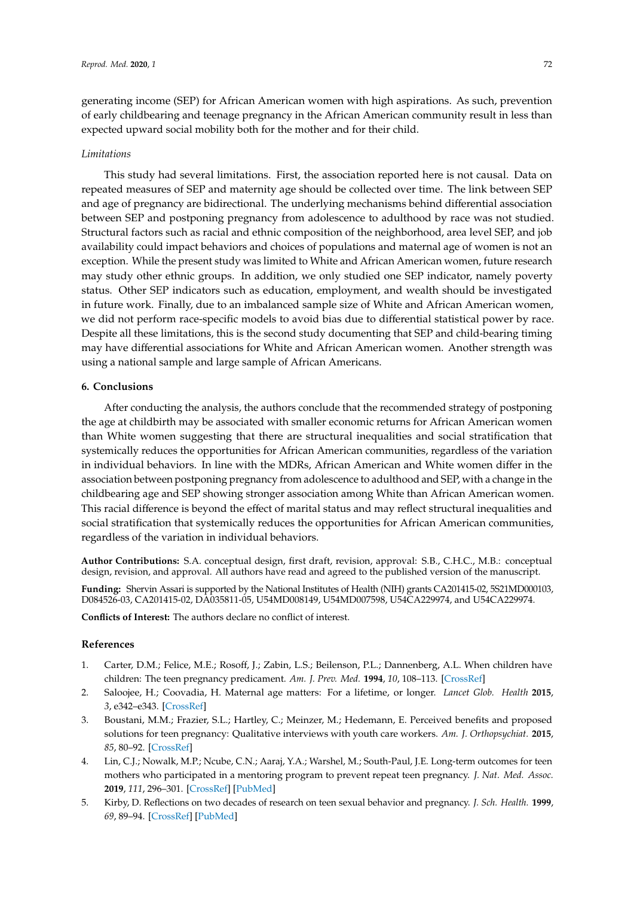generating income (SEP) for African American women with high aspirations. As such, prevention of early childbearing and teenage pregnancy in the African American community result in less than expected upward social mobility both for the mother and for their child.

*Limitations*

This study had several limitations. First, the association reported here is not causal. Data on repeated measures of SEP and maternity age should be collected over time. The link between SEP and age of pregnancy are bidirectional. The underlying mechanisms behind differential association between SEP and postponing pregnancy from adolescence to adulthood by race was not studied. Structural factors such as racial and ethnic composition of the neighborhood, area level SEP, and job availability could impact behaviors and choices of populations and maternal age of women is not an exception. While the present study was limited to White and African American women, future research may study other ethnic groups. In addition, we only studied one SEP indicator, namely poverty status. Other SEP indicators such as education, employment, and wealth should be investigated in future work. Finally, due to an imbalanced sample size of White and African American women, we did not perform race-specific models to avoid bias due to differential statistical power by race. Despite all these limitations, this is the second study documenting that SEP and child-bearing timing may have differential associations for White and African American women. Another strength was using a national sample and large sample of African Americans.

## 6. Conclusions

After conducting the analysis, the authors conclude that the recommended strategy of postponing the age at childbirth may be associated with smaller economic returns for African American women than White women suggesting that there are structural inequalities and social stratification that systemically reduces the opportunities for African American communities, regardless of the variation in individual behaviors. In line with the MDRs, African American and White women differ in the association between postponing pregnancy from adolescence to adulthood and SEP, with a change in the childbearing age and SEP showing stronger association among White than African American women. This racial difference is beyond the effect of marital status and may reflect structural inequalities and social stratification that systemically reduces the opportunities for African American communities, regardless of the variation in individual behaviors.

**Author Contributions:** S.A. conceptual design, first draft, revision, approval: S.B., C.H.C., M.B.: conceptual design, revision, and approval. All authors have read and agreed to the published version of the manuscript.

**Funding:** Shervin Assari is supported by the National Institutes of Health (NIH) grants CA201415-02, 5S21MD000103, D084526-03, CA201415-02, DA035811-05, U54MD008149, U54MD007598, U54CA229974, and U54CA229974.

**Conflicts of Interest:** The authors declare no conflict of interest.

## References

1. Carter, D.M.; Felice, M.E.; Rosoff, J.; Zabin, L.S.; Beilenson, P.L.; Dannenberg, A.L. When children have children: The teen pregnancy predicament. *Am. J. Prev. Med.* **1994**, *10*, 108–113. [CrossRef]
2. Saloojee, H.; Coovadia, H. Maternal age matters: For a lifetime, or longer. *Lancet Glob. Health* **2015**, *3*, e342–e343. [CrossRef]
3. Boustani, M.M.; Frazier, S.L.; Hartley, C.; Meinzer, M.; Hedemann, E. Perceived benefits and proposed solutions for teen pregnancy: Qualitative interviews with youth care workers. *Am. J. Orthopsychiat.* **2015**, *85*, 80–92. [CrossRef]
4. Lin, C.J.; Nowalk, M.P.; Ncube, C.N.; Aaraj, Y.A.; Warshel, M.; South-Paul, J.E. Long-term outcomes for teen mothers who participated in a mentoring program to prevent repeat teen pregnancy. *J. Nat. Med. Assoc.* **2019**, *111*, 296–301. [CrossRef] [PubMed]
5. Kirby, D. Reflections on two decades of research on teen sexual behavior and pregnancy. *J. Sch. Health.* **1999**, *69*, 89–94. [CrossRef] [PubMed]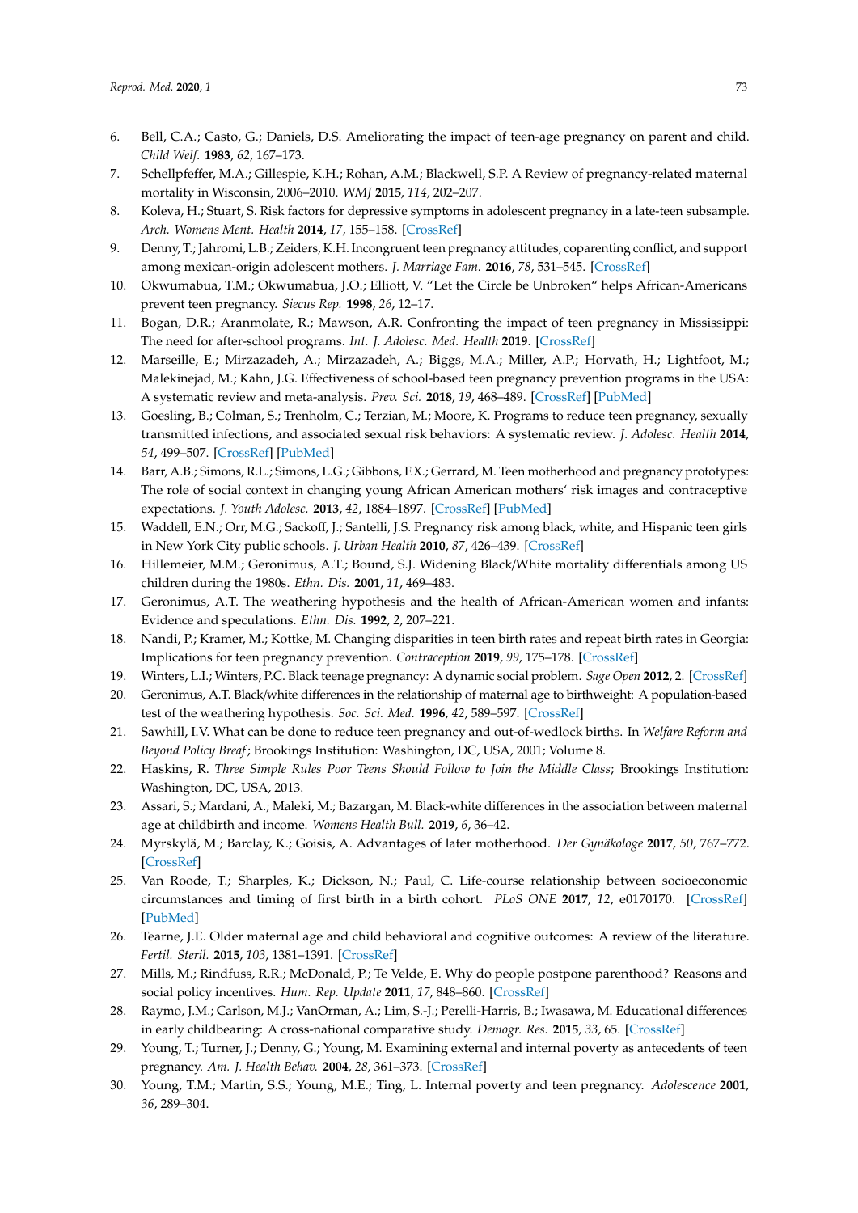6. Bell, C.A.; Casto, G.; Daniels, D.S. Ameliorating the impact of teen-age pregnancy on parent and child. *Child Welf.* **1983**, *62*, 167–173.
7. Schellpfeffer, M.A.; Gillespie, K.H.; Rohan, A.M.; Blackwell, S.P. A Review of pregnancy-related maternal mortality in Wisconsin, 2006–2010. *WMJ* **2015**, *114*, 202–207.
8. Koleva, H.; Stuart, S. Risk factors for depressive symptoms in adolescent pregnancy in a late-teen subsample. *Arch. Womens Ment. Health* **2014**, *17*, 155–158. [CrossRef]
9. Denny, T.; Jahromi, L.B.; Zeiders, K.H. Incongruent teen pregnancy attitudes, coparenting conflict, and support among mexican-origin adolescent mothers. *J. Marriage Fam.* **2016**, *78*, 531–545. [CrossRef]
10. Okwumabua, T.M.; Okwumabua, J.O.; Elliott, V. "Let the Circle be Unbroken" helps African-Americans prevent teen pregnancy. *Siecus Rep.* **1998**, *26*, 12–17.
11. Bogan, D.R.; Aranmolate, R.; Mawson, A.R. Confronting the impact of teen pregnancy in Mississippi: The need for after-school programs. *Int. J. Adolesc. Med. Health* **2019**. [CrossRef]
12. Marseille, E.; Mirzazadeh, A.; Mirzazadeh, A.; Biggs, M.A.; Miller, A.P.; Horvath, H.; Lightfoot, M.; Malekinejad, M.; Kahn, J.G. Effectiveness of school-based teen pregnancy prevention programs in the USA: A systematic review and meta-analysis. *Prev. Sci.* **2018**, *19*, 468–489. [CrossRef] [PubMed]
13. Goesling, B.; Colman, S.; Trenholm, C.; Terzian, M.; Moore, K. Programs to reduce teen pregnancy, sexually transmitted infections, and associated sexual risk behaviors: A systematic review. *J. Adolesc. Health* **2014**, *54*, 499–507. [CrossRef] [PubMed]
14. Barr, A.B.; Simons, R.L.; Simons, L.G.; Gibbons, F.X.; Gerrard, M. Teen motherhood and pregnancy prototypes: The role of social context in changing young African American mothers' risk images and contraceptive expectations. *J. Youth Adolesc.* **2013**, *42*, 1884–1897. [CrossRef] [PubMed]
15. Waddell, E.N.; Orr, M.G.; Sackoff, J.; Santelli, J.S. Pregnancy risk among black, white, and Hispanic teen girls in New York City public schools. *J. Urban Health* **2010**, *87*, 426–439. [CrossRef]
16. Hillemeier, M.M.; Geronimus, A.T.; Bound, S.J. Widening Black/White mortality differentials among US children during the 1980s. *Ethn. Dis.* **2001**, *11*, 469–483.
17. Geronimus, A.T. The weathering hypothesis and the health of African-American women and infants: Evidence and speculations. *Ethn. Dis.* **1992**, *2*, 207–221.
18. Nandi, P.; Kramer, M.; Kottke, M. Changing disparities in teen birth rates and repeat birth rates in Georgia: Implications for teen pregnancy prevention. *Contraception* **2019**, *99*, 175–178. [CrossRef]
19. Winters, L.I.; Winters, P.C. Black teenage pregnancy: A dynamic social problem. *Sage Open* **2012**, 2. [CrossRef]
20. Geronimus, A.T. Black/white differences in the relationship of maternal age to birthweight: A population-based test of the weathering hypothesis. *Soc. Sci. Med.* **1996**, *42*, 589–597. [CrossRef]
21. Sawhill, I.V. What can be done to reduce teen pregnancy and out-of-wedlock births. In *Welfare Reform and Beyond Policy Breaf*; Brookings Institution: Washington, DC, USA, 2001; Volume 8.
22. Haskins, R. *Three Simple Rules Poor Teens Should Follow to Join the Middle Class*; Brookings Institution: Washington, DC, USA, 2013.
23. Assari, S.; Mardani, A.; Maleki, M.; Bazargan, M. Black-white differences in the association between maternal age at childbirth and income. *Womens Health Bull.* **2019**, *6*, 36–42.
24. Myrskylä, M.; Barclay, K.; Goisis, A. Advantages of later motherhood. *Der Gynäkologe* **2017**, *50*, 767–772. [CrossRef]
25. Van Roode, T.; Sharples, K.; Dickson, N.; Paul, C. Life-course relationship between socioeconomic circumstances and timing of first birth in a birth cohort. *PLoS ONE* **2017**, *12*, e0170170. [CrossRef] [PubMed]
26. Tearne, J.E. Older maternal age and child behavioral and cognitive outcomes: A review of the literature. *Fertil. Steril.* **2015**, *103*, 1381–1391. [CrossRef]
27. Mills, M.; Rindfuss, R.R.; McDonald, P.; Te Velde, E. Why do people postpone parenthood? Reasons and social policy incentives. *Hum. Rep. Update* **2011**, *17*, 848–860. [CrossRef]
28. Raymo, J.M.; Carlson, M.J.; VanOrman, A.; Lim, S.-J.; Perelli-Harris, B.; Iwasawa, M. Educational differences in early childbearing: A cross-national comparative study. *Demogr. Res.* **2015**, *33*, 65. [CrossRef]
29. Young, T.; Turner, J.; Denny, G.; Young, M. Examining external and internal poverty as antecedents of teen pregnancy. *Am. J. Health Behav.* **2004**, *28*, 361–373. [CrossRef]
30. Young, T.M.; Martin, S.S.; Young, M.E.; Ting, L. Internal poverty and teen pregnancy. *Adolescence* **2001**, *36*, 289–304.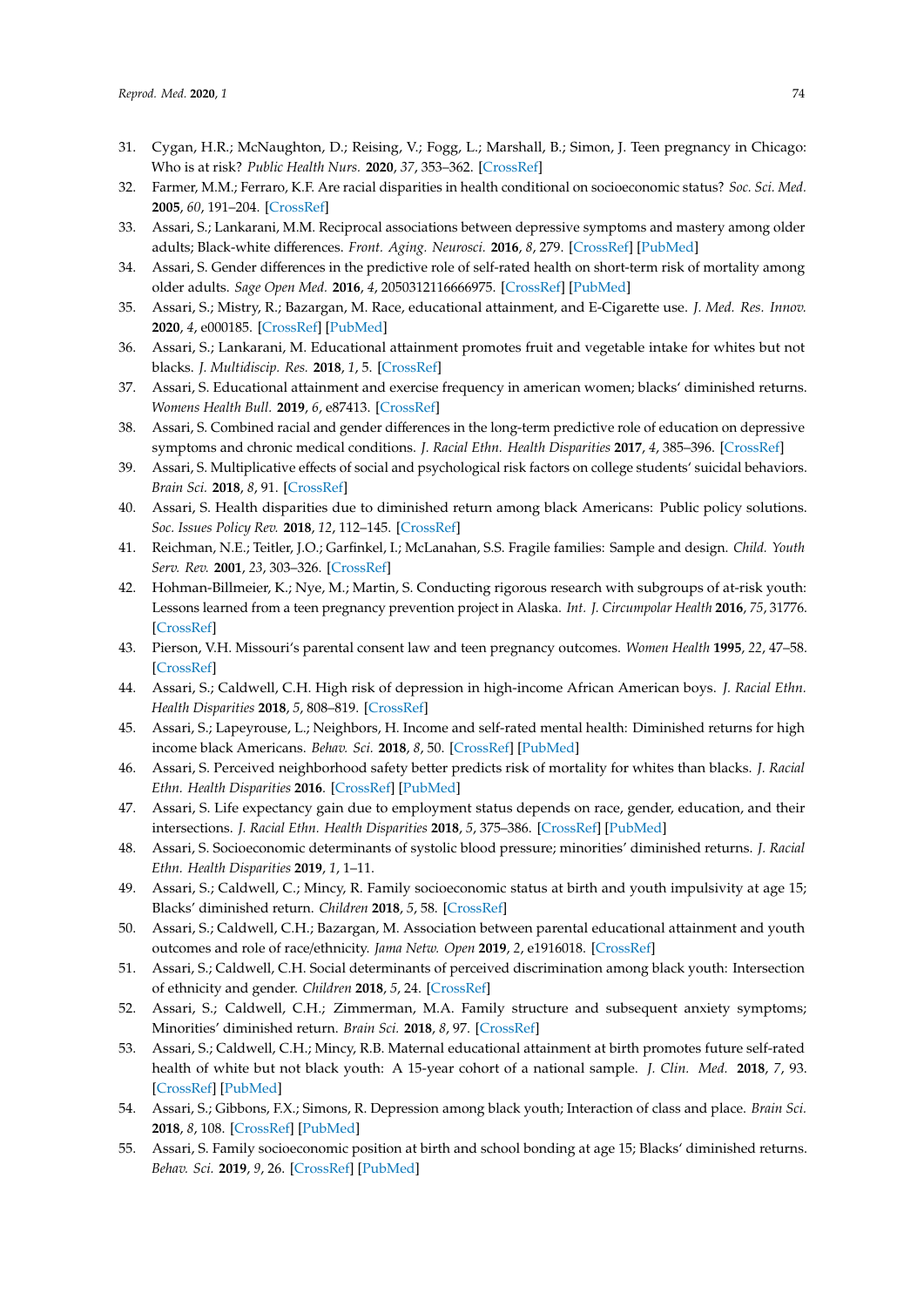31. Cygan, H.R.; McNaughton, D.; Reising, V.; Fogg, L.; Marshall, B.; Simon, J. Teen pregnancy in Chicago: Who is at risk? *Public Health Nurs.* **2020**, *37*, 353–362. [CrossRef]
32. Farmer, M.M.; Ferraro, K.F. Are racial disparities in health conditional on socioeconomic status? *Soc. Sci. Med.* **2005**, *60*, 191–204. [CrossRef]
33. Assari, S.; Lankarani, M.M. Reciprocal associations between depressive symptoms and mastery among older adults; Black-white differences. *Front. Aging. Neurosci.* **2016**, *8*, 279. [CrossRef] [PubMed]
34. Assari, S. Gender differences in the predictive role of self-rated health on short-term risk of mortality among older adults. *Sage Open Med.* **2016**, *4*, 2050312116666975. [CrossRef] [PubMed]
35. Assari, S.; Mistry, R.; Bazargan, M. Race, educational attainment, and E-Cigarette use. *J. Med. Res. Innov.* **2020**, *4*, e000185. [CrossRef] [PubMed]
36. Assari, S.; Lankarani, M. Educational attainment promotes fruit and vegetable intake for whites but not blacks. *J. Multidiscip. Res.* **2018**, *1*, 5. [CrossRef]
37. Assari, S. Educational attainment and exercise frequency in american women; blacks' diminished returns. *Womens Health Bull.* **2019**, *6*, e87413. [CrossRef]
38. Assari, S. Combined racial and gender differences in the long-term predictive role of education on depressive symptoms and chronic medical conditions. *J. Racial Ethn. Health Disparities* **2017**, *4*, 385–396. [CrossRef]
39. Assari, S. Multiplicative effects of social and psychological risk factors on college students' suicidal behaviors. *Brain Sci.* **2018**, *8*, 91. [CrossRef]
40. Assari, S. Health disparities due to diminished return among black Americans: Public policy solutions. *Soc. Issues Policy Rev.* **2018**, *12*, 112–145. [CrossRef]
41. Reichman, N.E.; Teitler, J.O.; Garfinkel, I.; McLanahan, S.S. Fragile families: Sample and design. *Child. Youth Serv. Rev.* **2001**, *23*, 303–326. [CrossRef]
42. Hohman-Billmeier, K.; Nye, M.; Martin, S. Conducting rigorous research with subgroups of at-risk youth: Lessons learned from a teen pregnancy prevention project in Alaska. *Int. J. Circumpolar Health* **2016**, *75*, 31776. [CrossRef]
43. Pierson, V.H. Missouri's parental consent law and teen pregnancy outcomes. *Women Health* **1995**, *22*, 47–58. [CrossRef]
44. Assari, S.; Caldwell, C.H. High risk of depression in high-income African American boys. *J. Racial Ethn. Health Disparities* **2018**, *5*, 808–819. [CrossRef]
45. Assari, S.; Lapeyrouse, L.; Neighbors, H. Income and self-rated mental health: Diminished returns for high income black Americans. *Behav. Sci.* **2018**, *8*, 50. [CrossRef] [PubMed]
46. Assari, S. Perceived neighborhood safety better predicts risk of mortality for whites than blacks. *J. Racial Ethn. Health Disparities* **2016**. [CrossRef] [PubMed]
47. Assari, S. Life expectancy gain due to employment status depends on race, gender, education, and their intersections. *J. Racial Ethn. Health Disparities* **2018**, *5*, 375–386. [CrossRef] [PubMed]
48. Assari, S. Socioeconomic determinants of systolic blood pressure; minorities' diminished returns. *J. Racial Ethn. Health Disparities* **2019**, *1*, 1–11.
49. Assari, S.; Caldwell, C.; Mincy, R. Family socioeconomic status at birth and youth impulsivity at age 15; Blacks' diminished return. *Children* **2018**, *5*, 58. [CrossRef]
50. Assari, S.; Caldwell, C.H.; Bazargan, M. Association between parental educational attainment and youth outcomes and role of race/ethnicity. *Jama Netw. Open* **2019**, *2*, e1916018. [CrossRef]
51. Assari, S.; Caldwell, C.H. Social determinants of perceived discrimination among black youth: Intersection of ethnicity and gender. *Children* **2018**, *5*, 24. [CrossRef]
52. Assari, S.; Caldwell, C.H.; Zimmerman, M.A. Family structure and subsequent anxiety symptoms; Minorities' diminished return. *Brain Sci.* **2018**, *8*, 97. [CrossRef]
53. Assari, S.; Caldwell, C.H.; Mincy, R.B. Maternal educational attainment at birth promotes future self-rated health of white but not black youth: A 15-year cohort of a national sample. *J. Clin. Med.* **2018**, *7*, 93. [CrossRef] [PubMed]
54. Assari, S.; Gibbons, F.X.; Simons, R. Depression among black youth; Interaction of class and place. *Brain Sci.* **2018**, *8*, 108. [CrossRef] [PubMed]
55. Assari, S. Family socioeconomic position at birth and school bonding at age 15; Blacks' diminished returns. *Behav. Sci.* **2019**, *9*, 26. [CrossRef] [PubMed]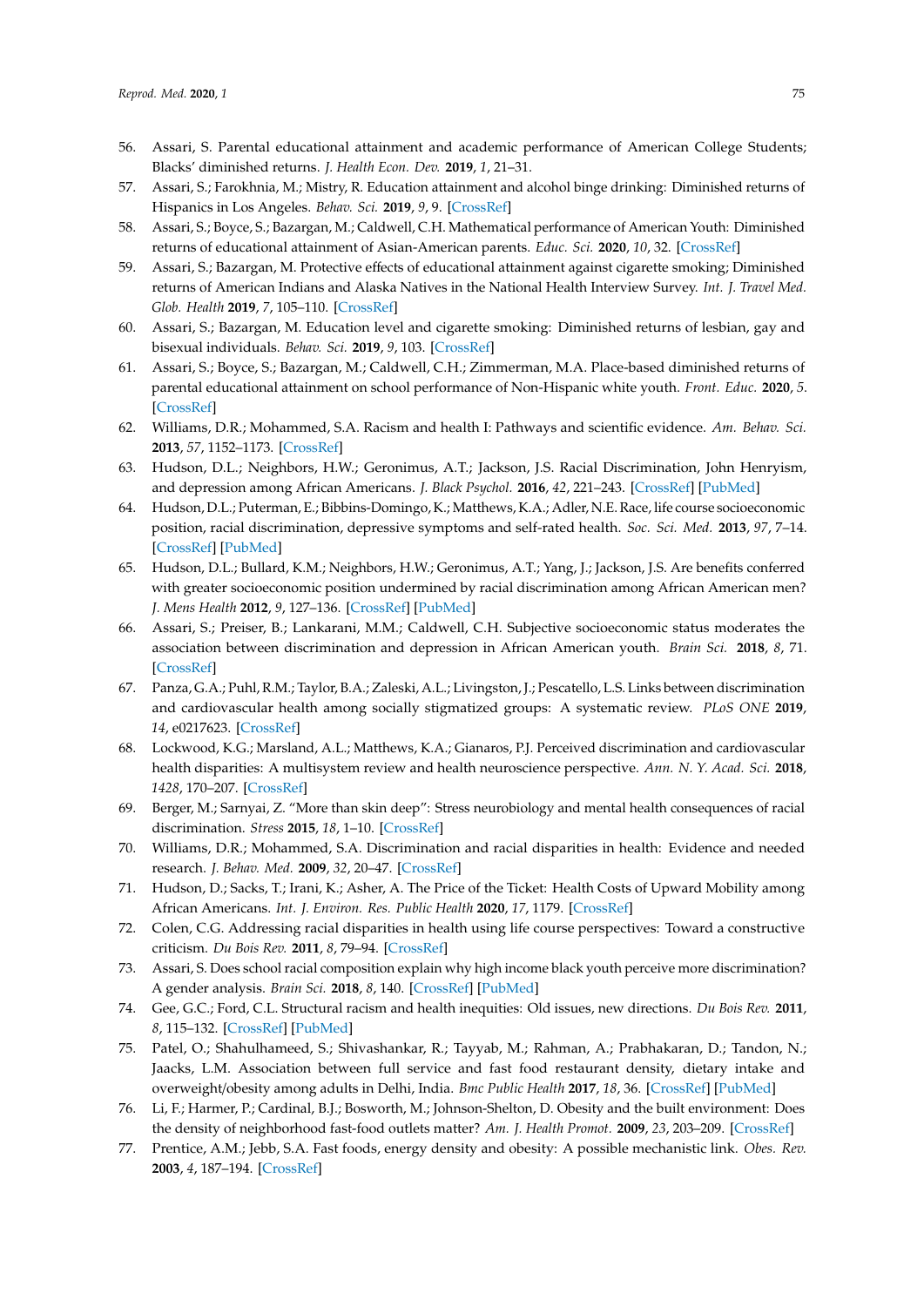56. Assari, S. Parental educational attainment and academic performance of American College Students; Blacks' diminished returns. *J. Health Econ. Dev.* **2019**, *1*, 21–31.
57. Assari, S.; Farokhnia, M.; Mistry, R. Education attainment and alcohol binge drinking: Diminished returns of Hispanics in Los Angeles. *Behav. Sci.* **2019**, *9*, 9. [CrossRef]
58. Assari, S.; Boyce, S.; Bazargan, M.; Caldwell, C.H. Mathematical performance of American Youth: Diminished returns of educational attainment of Asian-American parents. *Educ. Sci.* **2020**, *10*, 32. [CrossRef]
59. Assari, S.; Bazargan, M. Protective effects of educational attainment against cigarette smoking; Diminished returns of American Indians and Alaska Natives in the National Health Interview Survey. *Int. J. Travel Med. Glob. Health* **2019**, *7*, 105–110. [CrossRef]
60. Assari, S.; Bazargan, M. Education level and cigarette smoking: Diminished returns of lesbian, gay and bisexual individuals. *Behav. Sci.* **2019**, *9*, 103. [CrossRef]
61. Assari, S.; Boyce, S.; Bazargan, M.; Caldwell, C.H.; Zimmerman, M.A. Place-based diminished returns of parental educational attainment on school performance of Non-Hispanic white youth. *Front. Educ.* **2020**, *5*. [CrossRef]
62. Williams, D.R.; Mohammed, S.A. Racism and health I: Pathways and scientific evidence. *Am. Behav. Sci.* **2013**, *57*, 1152–1173. [CrossRef]
63. Hudson, D.L.; Neighbors, H.W.; Geronimus, A.T.; Jackson, J.S. Racial Discrimination, John Henryism, and depression among African Americans. *J. Black Psychol.* **2016**, *42*, 221–243. [CrossRef] [PubMed]
64. Hudson, D.L.; Puterman, E.; Bibbins-Domingo, K.; Matthews, K.A.; Adler, N.E. Race, life course socioeconomic position, racial discrimination, depressive symptoms and self-rated health. *Soc. Sci. Med.* **2013**, *97*, 7–14. [CrossRef] [PubMed]
65. Hudson, D.L.; Bullard, K.M.; Neighbors, H.W.; Geronimus, A.T.; Yang, J.; Jackson, J.S. Are benefits conferred with greater socioeconomic position undermined by racial discrimination among African American men? *J. Mens Health* **2012**, *9*, 127–136. [CrossRef] [PubMed]
66. Assari, S.; Preiser, B.; Lankarani, M.M.; Caldwell, C.H. Subjective socioeconomic status moderates the association between discrimination and depression in African American youth. *Brain Sci.* **2018**, *8*, 71. [CrossRef]
67. Panza, G.A.; Puhl, R.M.; Taylor, B.A.; Zaleski, A.L.; Livingston, J.; Pescatello, L.S. Links between discrimination and cardiovascular health among socially stigmatized groups: A systematic review. *PLoS ONE* **2019**, *14*, e0217623. [CrossRef]
68. Lockwood, K.G.; Marsland, A.L.; Matthews, K.A.; Gianaros, P.J. Perceived discrimination and cardiovascular health disparities: A multisystem review and health neuroscience perspective. *Ann. N. Y. Acad. Sci.* **2018**, *1428*, 170–207. [CrossRef]
69. Berger, M.; Sarnyai, Z. "More than skin deep": Stress neurobiology and mental health consequences of racial discrimination. *Stress* **2015**, *18*, 1–10. [CrossRef]
70. Williams, D.R.; Mohammed, S.A. Discrimination and racial disparities in health: Evidence and needed research. *J. Behav. Med.* **2009**, *32*, 20–47. [CrossRef]
71. Hudson, D.; Sacks, T.; Irani, K.; Asher, A. The Price of the Ticket: Health Costs of Upward Mobility among African Americans. *Int. J. Environ. Res. Public Health* **2020**, *17*, 1179. [CrossRef]
72. Colen, C.G. Addressing racial disparities in health using life course perspectives: Toward a constructive criticism. *Du Bois Rev.* **2011**, *8*, 79–94. [CrossRef]
73. Assari, S. Does school racial composition explain why high income black youth perceive more discrimination? A gender analysis. *Brain Sci.* **2018**, *8*, 140. [CrossRef] [PubMed]
74. Gee, G.C.; Ford, C.L. Structural racism and health inequities: Old issues, new directions. *Du Bois Rev.* **2011**, *8*, 115–132. [CrossRef] [PubMed]
75. Patel, O.; Shahulhameed, S.; Shivashankar, R.; Tayyab, M.; Rahman, A.; Prabhakaran, D.; Tandon, N.; Jaacks, L.M. Association between full service and fast food restaurant density, dietary intake and overweight/obesity among adults in Delhi, India. *Bmc Public Health* **2017**, *18*, 36. [CrossRef] [PubMed]
76. Li, F.; Harmer, P.; Cardinal, B.J.; Bosworth, M.; Johnson-Shelton, D. Obesity and the built environment: Does the density of neighborhood fast-food outlets matter? *Am. J. Health Promot.* **2009**, *23*, 203–209. [CrossRef]
77. Prentice, A.M.; Jebb, S.A. Fast foods, energy density and obesity: A possible mechanistic link. *Obes. Rev.* **2003**, *4*, 187–194. [CrossRef]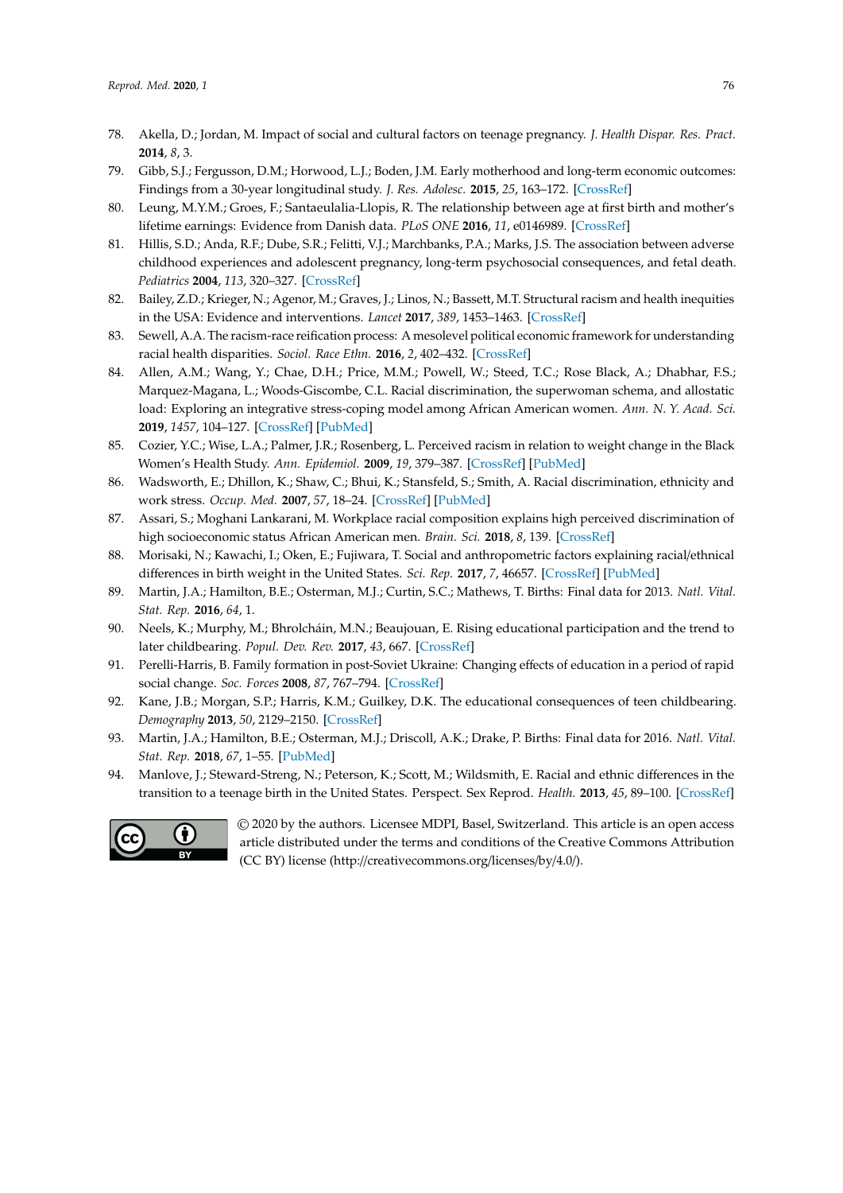78. Akella, D.; Jordan, M. Impact of social and cultural factors on teenage pregnancy. *J. Health Dispar. Res. Pract.* **2014**, *8*, 3.
79. Gibb, S.J.; Fergusson, D.M.; Horwood, L.J.; Boden, J.M. Early motherhood and long-term economic outcomes: Findings from a 30-year longitudinal study. *J. Res. Adolesc.* **2015**, *25*, 163–172. [CrossRef]
80. Leung, M.Y.M.; Groes, F.; Santaeulalia-Llopis, R. The relationship between age at first birth and mother's lifetime earnings: Evidence from Danish data. *PLoS ONE* **2016**, *11*, e0146989. [CrossRef]
81. Hillis, S.D.; Anda, R.F.; Dube, S.R.; Felitti, V.J.; Marchbanks, P.A.; Marks, J.S. The association between adverse childhood experiences and adolescent pregnancy, long-term psychosocial consequences, and fetal death. *Pediatrics* **2004**, *113*, 320–327. [CrossRef]
82. Bailey, Z.D.; Krieger, N.; Agenor, M.; Graves, J.; Linos, N.; Bassett, M.T. Structural racism and health inequities in the USA: Evidence and interventions. *Lancet* **2017**, *389*, 1453–1463. [CrossRef]
83. Sewell, A.A. The racism-race reification process: A mesolevel political economic framework for understanding racial health disparities. *Sociol. Race Ethn.* **2016**, *2*, 402–432. [CrossRef]
84. Allen, A.M.; Wang, Y.; Chae, D.H.; Price, M.M.; Powell, W.; Steed, T.C.; Rose Black, A.; Dhabhar, F.S.; Marquez-Magana, L.; Woods-Giscombe, C.L. Racial discrimination, the superwoman schema, and allostatic load: Exploring an integrative stress-coping model among African American women. *Ann. N. Y. Acad. Sci.* **2019**, *1457*, 104–127. [CrossRef] [PubMed]
85. Cozier, Y.C.; Wise, L.A.; Palmer, J.R.; Rosenberg, L. Perceived racism in relation to weight change in the Black Women's Health Study. *Ann. Epidemiol.* **2009**, *19*, 379–387. [CrossRef] [PubMed]
86. Wadsworth, E.; Dhillon, K.; Shaw, C.; Bhui, K.; Stansfeld, S.; Smith, A. Racial discrimination, ethnicity and work stress. *Occup. Med.* **2007**, *57*, 18–24. [CrossRef] [PubMed]
87. Assari, S.; Moghani Lankarani, M. Workplace racial composition explains high perceived discrimination of high socioeconomic status African American men. *Brain. Sci.* **2018**, *8*, 139. [CrossRef]
88. Morisaki, N.; Kawachi, I.; Oken, E.; Fujiwara, T. Social and anthropometric factors explaining racial/ethnical differences in birth weight in the United States. *Sci. Rep.* **2017**, *7*, 46657. [CrossRef] [PubMed]
89. Martin, J.A.; Hamilton, B.E.; Osterman, M.J.; Curtin, S.C.; Mathews, T. Births: Final data for 2013. *Natl. Vital. Stat. Rep.* **2016**, *64*, 1.
90. Neels, K.; Murphy, M.; Bhrolcháin, M.N.; Beaujouan, E. Rising educational participation and the trend to later childbearing. *Popul. Dev. Rev.* **2017**, *43*, 667. [CrossRef]
91. Perelli-Harris, B. Family formation in post-Soviet Ukraine: Changing effects of education in a period of rapid social change. *Soc. Forces* **2008**, *87*, 767–794. [CrossRef]
92. Kane, J.B.; Morgan, S.P.; Harris, K.M.; Guilkey, D.K. The educational consequences of teen childbearing. *Demography* **2013**, *50*, 2129–2150. [CrossRef]
93. Martin, J.A.; Hamilton, B.E.; Osterman, M.J.; Driscoll, A.K.; Drake, P. Births: Final data for 2016. *Natl. Vital. Stat. Rep.* **2018**, *67*, 1–55. [PubMed]
94. Manlove, J.; Steward-Streng, N.; Peterson, K.; Scott, M.; Wildsmith, E. Racial and ethnic differences in the transition to a teenage birth in the United States. Perspect. Sex Reprod. *Health.* **2013**, *45*, 89–100. [CrossRef]

© 2020 by the authors. Licensee MDPI, Basel, Switzerland. This article is an open access article distributed under the terms and conditions of the Creative Commons Attribution (CC BY) license (http://creativecommons.org/licenses/by/4.0/).